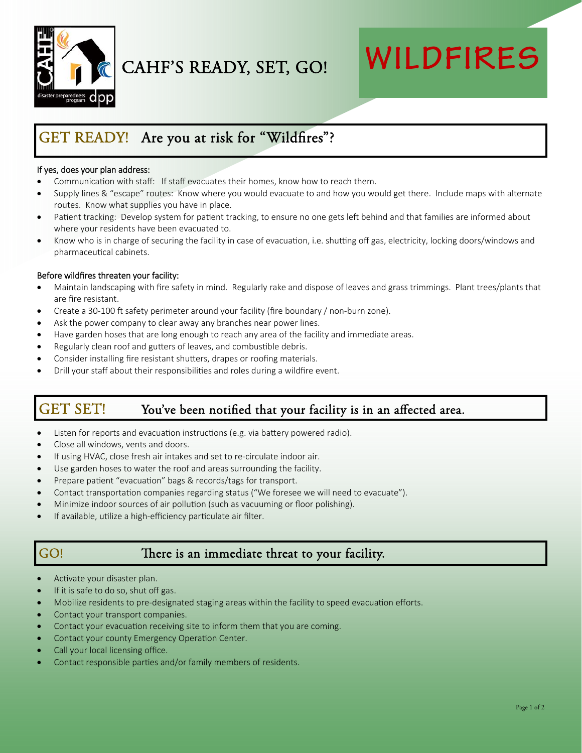# CAHF'S READY, SET, GO! WILDFIRES

## GET READY! Are you at risk for "Wildfires"?

If yes, does your plan address:

- Communication with staff: If staff evacuates their homes, know how to reach them.
- Supply lines & "escape" routes: Know where you would evacuate to and how you would get there. Include maps with alternate routes. Know what supplies you have in place.
- Patient tracking: Develop system for patient tracking, to ensure no one gets left behind and that families are informed about where your residents have been evacuated to.
- Know who is in charge of securing the facility in case of evacuation, i.e. shutting off gas, electricity, locking doors/windows and pharmaceutical cabinets.

Before wildfires threaten your facility:

- Maintain landscaping with fire safety in mind. Regularly rake and dispose of leaves and grass trimmings. Plant trees/plants that are fire resistant.
- Create a 30-100 ft safety perimeter around your facility (fire boundary / non-burn zone).
- Ask the power company to clear away any branches near power lines.
- Have garden hoses that are long enough to reach any area of the facility and immediate areas.
- Regularly clean roof and gutters of leaves, and combustible debris.
- Consider installing fire resistant shutters, drapes or roofing materials.
- Drill your staff about their responsibilities and roles during a wildfire event.

## GET SET! You've been notified that your facility is in an affected area.

- Listen for reports and evacuation instructions (e.g. via battery powered radio).
- Close all windows, vents and doors.
- If using HVAC, close fresh air intakes and set to re-circulate indoor air.
- Use garden hoses to water the roof and areas surrounding the facility.
- Prepare patient "evacuation" bags & records/tags for transport.
- Contact transportation companies regarding status ("We foresee we will need to evacuate").
- Minimize indoor sources of air pollution (such as vacuuming or floor polishing).
- If available, utilize a high-efficiency particulate air filter.

## GO! There is an immediate threat to your facility.

- Activate your disaster plan.
- If it is safe to do so, shut off gas.
- Mobilize residents to pre-designated staging areas within the facility to speed evacuation efforts.
- Contact your transport companies.
- Contact your evacuation receiving site to inform them that you are coming.
- Contact your county Emergency Operation Center.
- Call your local licensing office.
- Contact responsible parties and/or family members of residents.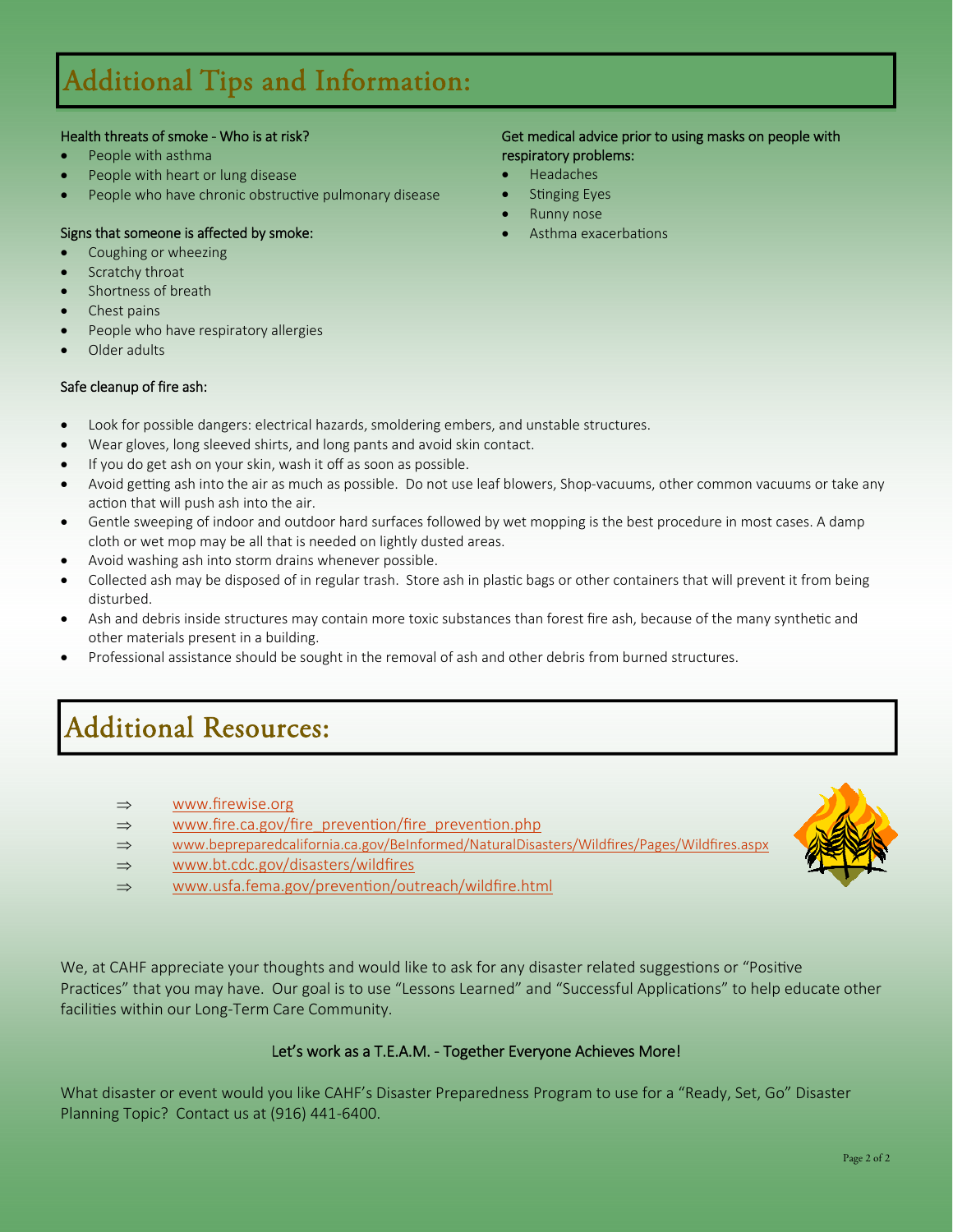# Additional Tips and Information:

Health threats of smoke - Who is at risk?

- People with asthma
- People with heart or lung disease
- People who have chronic obstructive pulmonary disease

Signs that someone is affected by smoke:

- Coughing or wheezing
- Scratchy throat
- Shortness of breath
- Chest pains
- People who have respiratory allergies
- Older adults

Get medical advice prior to using masks on people with respiratory problems:

- Headaches
- Stinging Eyes
- Runny nose
- Asthma exacerbations

Safe cleanup of fire ash:

- Look for possible dangers: electrical hazards, smoldering embers, and unstable structures.
- Wear gloves, long sleeved shirts, and long pants and avoid skin contact.
- If you do get ash on your skin, wash it off as soon as possible.
- Avoid getting ash into the air as much as possible. Do not use leaf blowers, Shop-vacuums, other common vacuums or take any action that will push ash into the air.
- Gentle sweeping of indoor and outdoor hard surfaces followed by wet mopping is the best procedure in most cases. A damp cloth or wet mop may be all that is needed on lightly dusted areas.
- Avoid washing ash into storm drains whenever possible.
- Collected ash may be disposed of in regular trash. Store ash in plastic bags or other containers that will prevent it from being disturbed.
- Ash and debris inside structures may contain more toxic substances than forest fire ash, because of the many synthetic and other materials present in a building.
- Professional assistance should be sought in the removal of ash and other debris from burned structures.

# Additional Resources:

⇒ www.firewise.org

⇒ www.fire.ca.gov/fire_prevention/fire_prevention.php

⇒ www.bepreparedcalifornia.ca.gov/BeInformed/NaturalDisasters/Wildfires/Pages/Wildfires.aspx

⇒ www.bt.cdc.gov/disasters/wildfires

⇒ www.usfa.fema.gov/prevention/outreach/wildfire.html

We, at CAHF appreciate your thoughts and would like to ask for any disaster related suggestions or "Positive Practices" that you may have. Our goal is to use "Lessons Learned" and "Successful Applications" to help educate other facilities within our Long-Term Care Community.

Let's work as a T.E.A.M. - Together Everyone Achieves More!

What disaster or event would you like CAHF's Disaster Preparedness Program to use for a "Ready, Set, Go" Disaster Planning Topic? Contact us at (916) 441-6400.